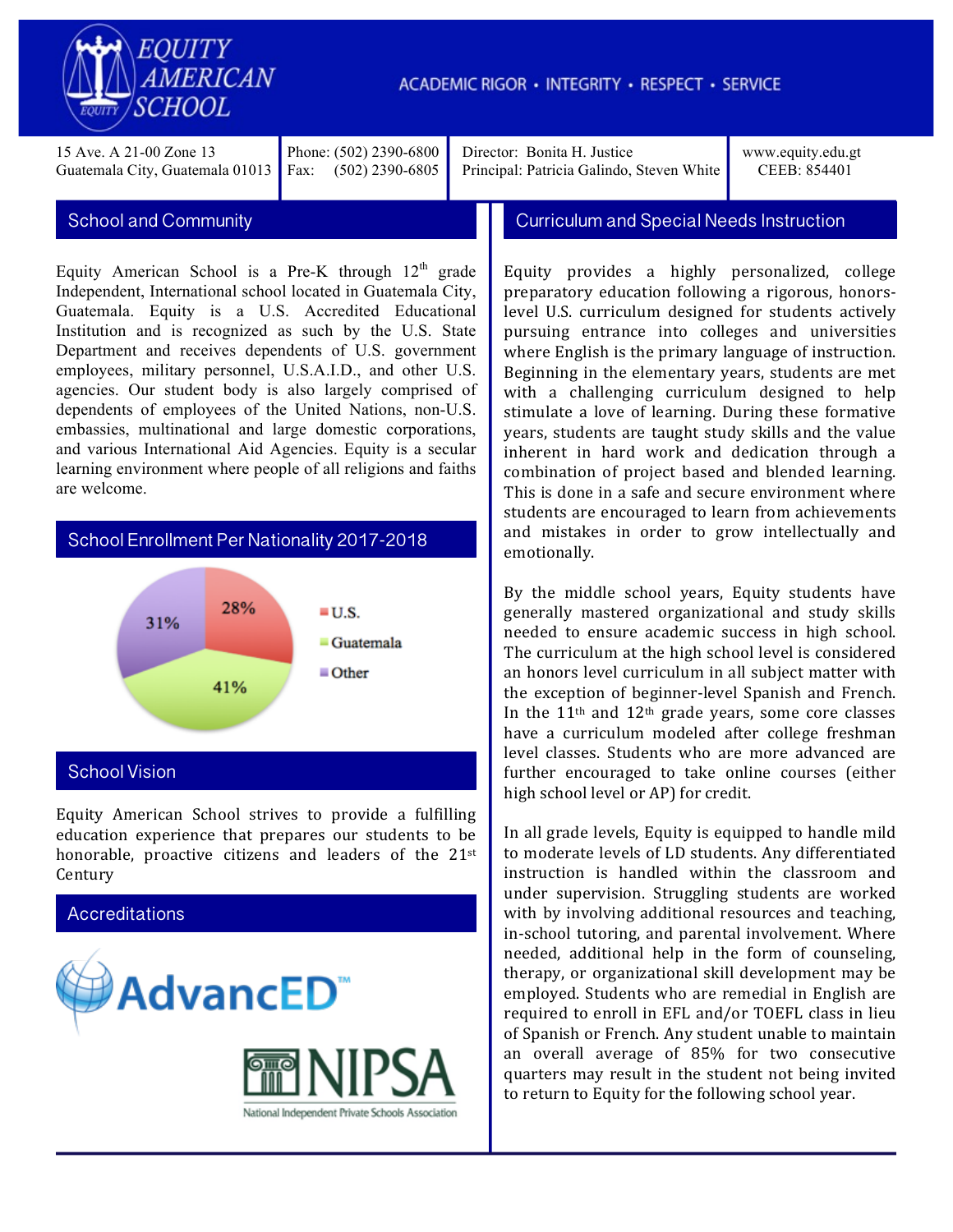# EQUITY AMERICAN SCHOOL

ACADEMIC RIGOR • INTEGRITY • RESPECT • SERVICE

| 15 Ave. A 21-00 Zone 13<br>Guatemala City, Guatemala 01013 | Phone: (502) 2390-6800<br>Fax: (502) 2390-6805 | Director: Bonita H. Justice<br>Principal: Patricia Galindo, Steven White | www.equity.edu.gt<br>CEEB: 854401 |
|---|---|---|---|

## School and Community

Equity American School is a Pre-K through 12th grade Independent, International school located in Guatemala City, Guatemala. Equity is a U.S. Accredited Educational Institution and is recognized as such by the U.S. State Department and receives dependents of U.S. government employees, military personnel, U.S.A.I.D., and other U.S. agencies. Our student body is also largely comprised of dependents of employees of the United Nations, non-U.S. embassies, multinational and large domestic corporations, and various International Aid Agencies. Equity is a secular learning environment where people of all religions and faiths are welcome.

## School Enrollment Per Nationality 2017-2018

| Nationality | Percentage |
|---|---|
| U.S. | 28% |
| Guatemala | 41% |
| Other | 31% |

## School Vision

Equity American School strives to provide a fulfilling education experience that prepares our students to be honorable, proactive citizens and leaders of the 21st Century

## Accreditations

AdvancED™

NIPSA – National Independent Private Schools Association

## Curriculum and Special Needs Instruction

Equity provides a highly personalized, college preparatory education following a rigorous, honors-level U.S. curriculum designed for students actively pursuing entrance into colleges and universities where English is the primary language of instruction. Beginning in the elementary years, students are met with a challenging curriculum designed to help stimulate a love of learning. During these formative years, students are taught study skills and the value inherent in hard work and dedication through a combination of project based and blended learning. This is done in a safe and secure environment where students are encouraged to learn from achievements and mistakes in order to grow intellectually and emotionally.

By the middle school years, Equity students have generally mastered organizational and study skills needed to ensure academic success in high school. The curriculum at the high school level is considered an honors level curriculum in all subject matter with the exception of beginner-level Spanish and French. In the 11th and 12th grade years, some core classes have a curriculum modeled after college freshman level classes. Students who are more advanced are further encouraged to take online courses (either high school level or AP) for credit.

In all grade levels, Equity is equipped to handle mild to moderate levels of LD students. Any differentiated instruction is handled within the classroom and under supervision. Struggling students are worked with by involving additional resources and teaching, in-school tutoring, and parental involvement. Where needed, additional help in the form of counseling, therapy, or organizational skill development may be employed. Students who are remedial in English are required to enroll in EFL and/or TOEFL class in lieu of Spanish or French. Any student unable to maintain an overall average of 85% for two consecutive quarters may result in the student not being invited to return to Equity for the following school year.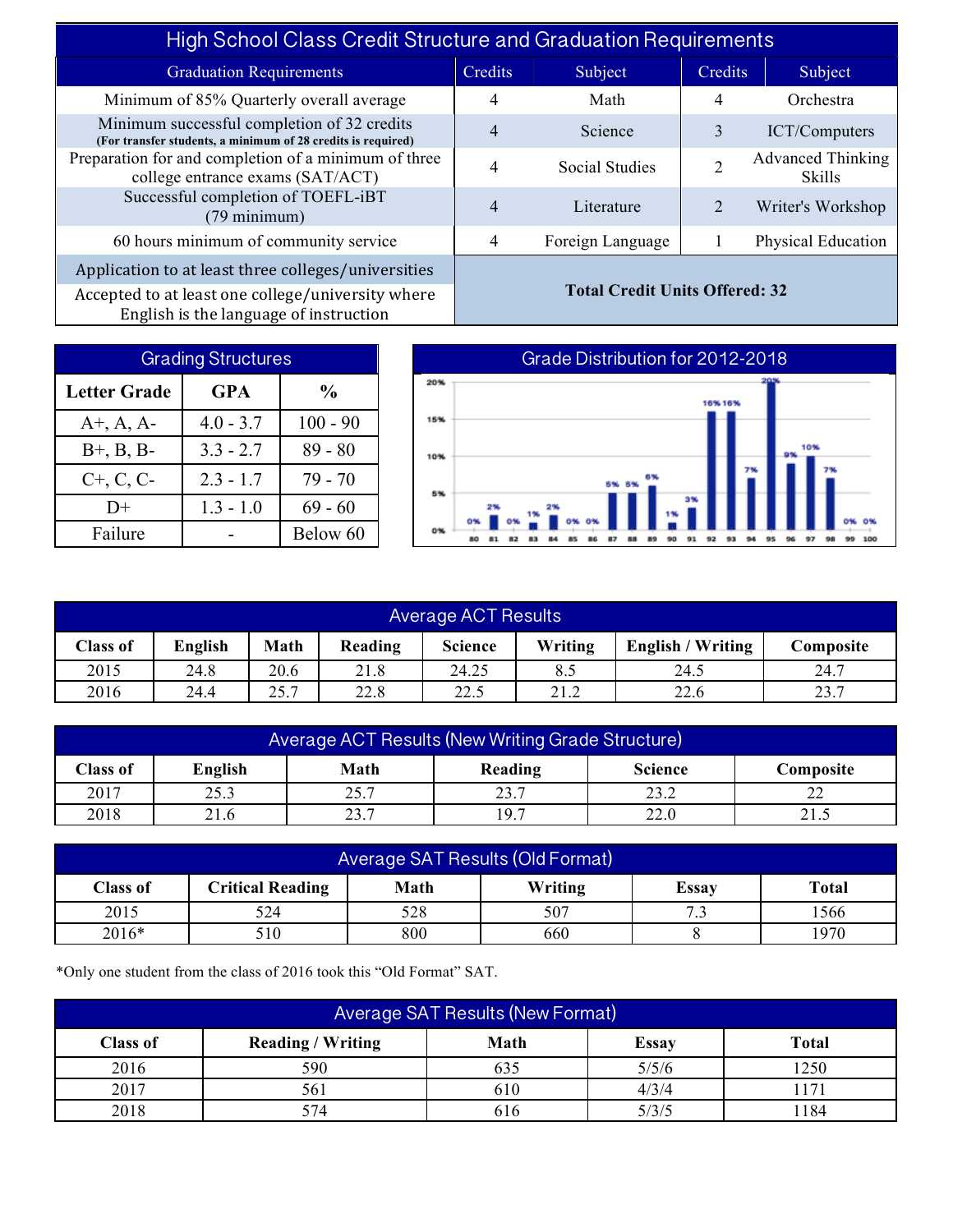## High School Class Credit Structure and Graduation Requirements

| Graduation Requirements | Credits | Subject | Credits | Subject |
|---|---|---|---|---|
| Minimum of 85% Quarterly overall average | 4 | Math | 4 | Orchestra |
| Minimum successful completion of 32 credits **(For transfer students, a minimum of 28 credits is required)** | 4 | Science | 3 | ICT/Computers |
| Preparation for and completion of a minimum of three college entrance exams (SAT/ACT) | 4 | Social Studies | 2 | Advanced Thinking Skills |
| Successful completion of TOEFL-iBT (79 minimum) | 4 | Literature | 2 | Writer's Workshop |
| 60 hours minimum of community service | 4 | Foreign Language | 1 | Physical Education |
| Application to at least three colleges/universities | **Total Credit Units Offered: 32** | | | |
| Accepted to at least one college/university where English is the language of instruction | | | | |

## Grading Structures

| Letter Grade | GPA | % |
|---|---|---|
| A+, A, A- | 4.0 - 3.7 | 100 - 90 |
| B+, B, B- | 3.3 - 2.7 | 89 - 80 |
| C+, C, C- | 2.3 - 1.7 | 79 - 70 |
| D+ | 1.3 - 1.0 | 69 - 60 |
| Failure | - | Below 60 |

## Grade Distribution for 2012-2018

| Score | 80 | 81 | 82 | 83 | 84 | 85 | 86 | 87 | 88 | 89 | 90 | 91 | 92 | 93 | 94 | 95 | 96 | 97 | 98 | 99 | 100 |
|---|---|---|---|---|---|---|---|---|---|---|---|---|---|---|---|---|---|---|---|---|---|
| % | 0% | 2% | 0% | 1% | 2% | 0% | 0% | 5% | 5% | 6% | 1% | 3% | 16% | 16% | 7% | 20% | 9% | 10% | 7% | 0% | 0% |

## Average ACT Results

| Class of | English | Math | Reading | Science | Writing | English / Writing | Composite |
|---|---|---|---|---|---|---|---|
| 2015 | 24.8 | 20.6 | 21.8 | 24.25 | 8.5 | 24.5 | 24.7 |
| 2016 | 24.4 | 25.7 | 22.8 | 22.5 | 21.2 | 22.6 | 23.7 |

## Average ACT Results (New Writing Grade Structure)

| Class of | English | Math | Reading | Science | Composite |
|---|---|---|---|---|---|
| 2017 | 25.3 | 25.7 | 23.7 | 23.2 | 22 |
| 2018 | 21.6 | 23.7 | 19.7 | 22.0 | 21.5 |

## Average SAT Results (Old Format)

| Class of | Critical Reading | Math | Writing | Essay | Total |
|---|---|---|---|---|---|
| 2015 | 524 | 528 | 507 | 7.3 | 1566 |
| 2016* | 510 | 800 | 660 | 8 | 1970 |

*Only one student from the class of 2016 took this "Old Format" SAT.

## Average SAT Results (New Format)

| Class of | Reading / Writing | Math | Essay | Total |
|---|---|---|---|---|
| 2016 | 590 | 635 | 5/5/6 | 1250 |
| 2017 | 561 | 610 | 4/3/4 | 1171 |
| 2018 | 574 | 616 | 5/3/5 | 1184 |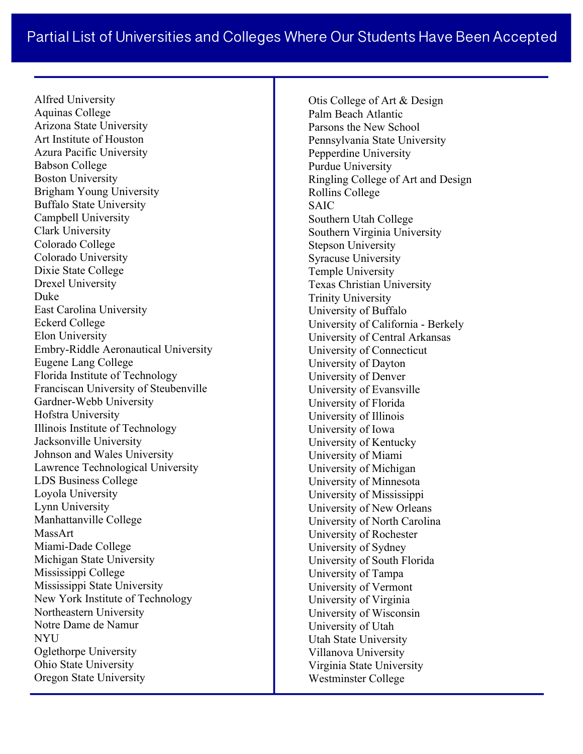# Partial List of Universities and Colleges Where Our Students Have Been Accepted

Alfred University
Aquinas College
Arizona State University
Art Institute of Houston
Azura Pacific University
Babson College
Boston University
Brigham Young University
Buffalo State University
Campbell University
Clark University
Colorado College
Colorado University
Dixie State College
Drexel University
Duke
East Carolina University
Eckerd College
Elon University
Embry-Riddle Aeronautical University
Eugene Lang College
Florida Institute of Technology
Franciscan University of Steubenville
Gardner-Webb University
Hofstra University
Illinois Institute of Technology
Jacksonville University
Johnson and Wales University
Lawrence Technological University
LDS Business College
Loyola University
Lynn University
Manhattanville College
MassArt
Miami-Dade College
Michigan State University
Mississippi College
Mississippi State University
New York Institute of Technology
Northeastern University
Notre Dame de Namur
NYU
Oglethorpe University
Ohio State University
Oregon State University
Otis College of Art & Design
Palm Beach Atlantic
Parsons the New School
Pennsylvania State University
Pepperdine University
Purdue University
Ringling College of Art and Design
Rollins College
SAIC
Southern Utah College
Southern Virginia University
Stepson University
Syracuse University
Temple University
Texas Christian University
Trinity University
University of Buffalo
University of California - Berkely
University of Central Arkansas
University of Connecticut
University of Dayton
University of Denver
University of Evansville
University of Florida
University of Illinois
University of Iowa
University of Kentucky
University of Miami
University of Michigan
University of Minnesota
University of Mississippi
University of New Orleans
University of North Carolina
University of Rochester
University of Sydney
University of South Florida
University of Tampa
University of Vermont
University of Virginia
University of Wisconsin
University of Utah
Utah State University
Villanova University
Virginia State University
Westminster College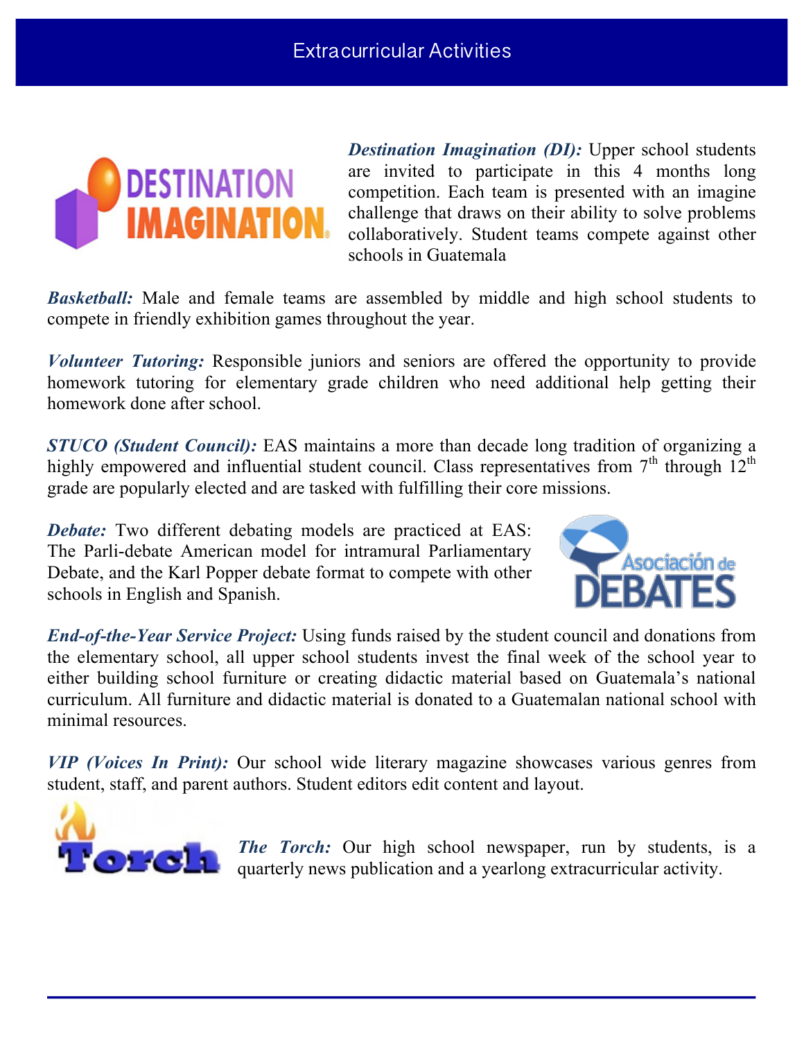# Extracurricular Activities

***Destination Imagination (DI):*** Upper school students are invited to participate in this 4 months long competition. Each team is presented with an imagine challenge that draws on their ability to solve problems collaboratively. Student teams compete against other schools in Guatemala

***Basketball:*** Male and female teams are assembled by middle and high school students to compete in friendly exhibition games throughout the year.

***Volunteer Tutoring:*** Responsible juniors and seniors are offered the opportunity to provide homework tutoring for elementary grade children who need additional help getting their homework done after school.

***STUCO (Student Council):*** EAS maintains a more than decade long tradition of organizing a highly empowered and influential student council. Class representatives from 7th through 12th grade are popularly elected and are tasked with fulfilling their core missions.

***Debate:*** Two different debating models are practiced at EAS: The Parli-debate American model for intramural Parliamentary Debate, and the Karl Popper debate format to compete with other schools in English and Spanish.

***End-of-the-Year Service Project:*** Using funds raised by the student council and donations from the elementary school, all upper school students invest the final week of the school year to either building school furniture or creating didactic material based on Guatemala's national curriculum. All furniture and didactic material is donated to a Guatemalan national school with minimal resources.

***VIP (Voices In Print):*** Our school wide literary magazine showcases various genres from student, staff, and parent authors. Student editors edit content and layout.

***The Torch:*** Our high school newspaper, run by students, is a quarterly news publication and a yearlong extracurricular activity.